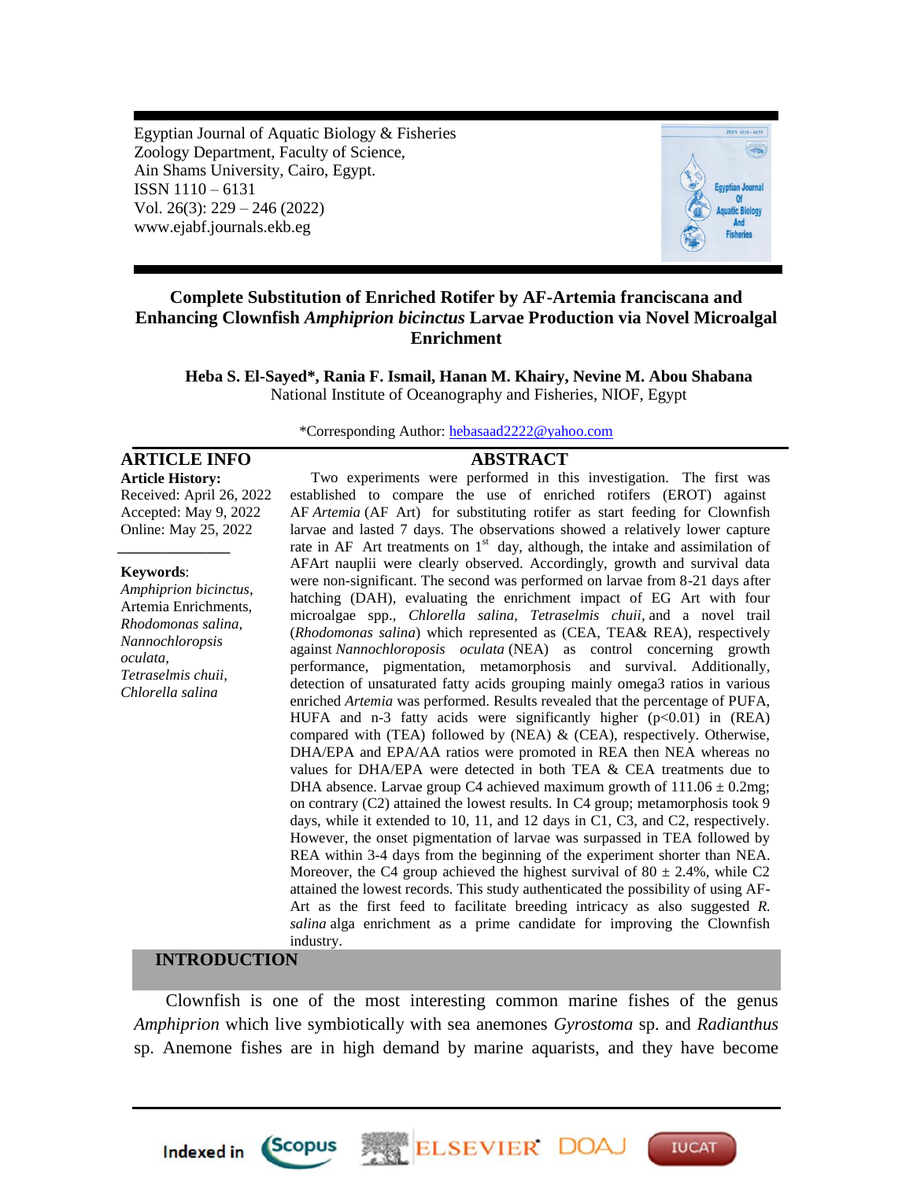Egyptian Journal of Aquatic Biology & Fisheries
Zoology Department, Faculty of Science,
Ain Shams University, Cairo, Egypt.
ISSN 1110 – 6131
Vol. 26(3): 229 – 246 (2022)
www.ejabf.journals.ekb.eg

# Complete Substitution of Enriched Rotifer by AF-Artemia franciscana and Enhancing Clownfish *Amphiprion bicinctus* Larvae Production via Novel Microalgal Enrichment

**Heba S. El-Sayed\*, Rania F. Ismail, Hanan M. Khairy, Nevine M. Abou Shabana**
National Institute of Oceanography and Fisheries, NIOF, Egypt

\*Corresponding Author: hebasaad2222@yahoo.com

## ARTICLE INFO

**Article History:**
Received: April 26, 2022
Accepted: May 9, 2022
Online: May 25, 2022

**Keywords**:
*Amphiprion bicinctus*,
Artemia Enrichments,
*Rhodomonas salina*,
*Nannochloropsis oculata*,
*Tetraselmis chuii*,
*Chlorella salina*

## ABSTRACT

Two experiments were performed in this investigation. The first was established to compare the use of enriched rotifers (EROT) against AF *Artemia* (AF Art) for substituting rotifer as start feeding for Clownfish larvae and lasted 7 days. The observations showed a relatively lower capture rate in AF Art treatments on 1st day, although, the intake and assimilation of AFArt nauplii were clearly observed. Accordingly, growth and survival data were non-significant. The second was performed on larvae from 8-21 days after hatching (DAH), evaluating the enrichment impact of EG Art with four microalgae spp., *Chlorella salina, Tetraselmis chuii,* and a novel trail (*Rhodomonas salina*) which represented as (CEA, TEA& REA), respectively against *Nannochloroposis oculata* (NEA) as control concerning growth performance, pigmentation, metamorphosis and survival. Additionally, detection of unsaturated fatty acids grouping mainly omega3 ratios in various enriched *Artemia* was performed. Results revealed that the percentage of PUFA, HUFA and n-3 fatty acids were significantly higher ($p<0.01$) in (REA) compared with (TEA) followed by (NEA) & (CEA), respectively. Otherwise, DHA/EPA and EPA/AA ratios were promoted in REA then NEA whereas no values for DHA/EPA were detected in both TEA & CEA treatments due to DHA absence. Larvae group C4 achieved maximum growth of 111.06 ± 0.2mg; on contrary (C2) attained the lowest results. In C4 group; metamorphosis took 9 days, while it extended to 10, 11, and 12 days in C1, C3, and C2, respectively. However, the onset pigmentation of larvae was surpassed in TEA followed by REA within 3-4 days from the beginning of the experiment shorter than NEA. Moreover, the C4 group achieved the highest survival of 80 ± 2.4%, while C2 attained the lowest records. This study authenticated the possibility of using AF-Art as the first feed to facilitate breeding intricacy as also suggested *R. salina* alga enrichment as a prime candidate for improving the Clownfish industry.

## INTRODUCTION

Clownfish is one of the most interesting common marine fishes of the genus *Amphiprion* which live symbiotically with sea anemones *Gyrostoma* sp. and *Radianthus* sp. Anemone fishes are in high demand by marine aquarists, and they have become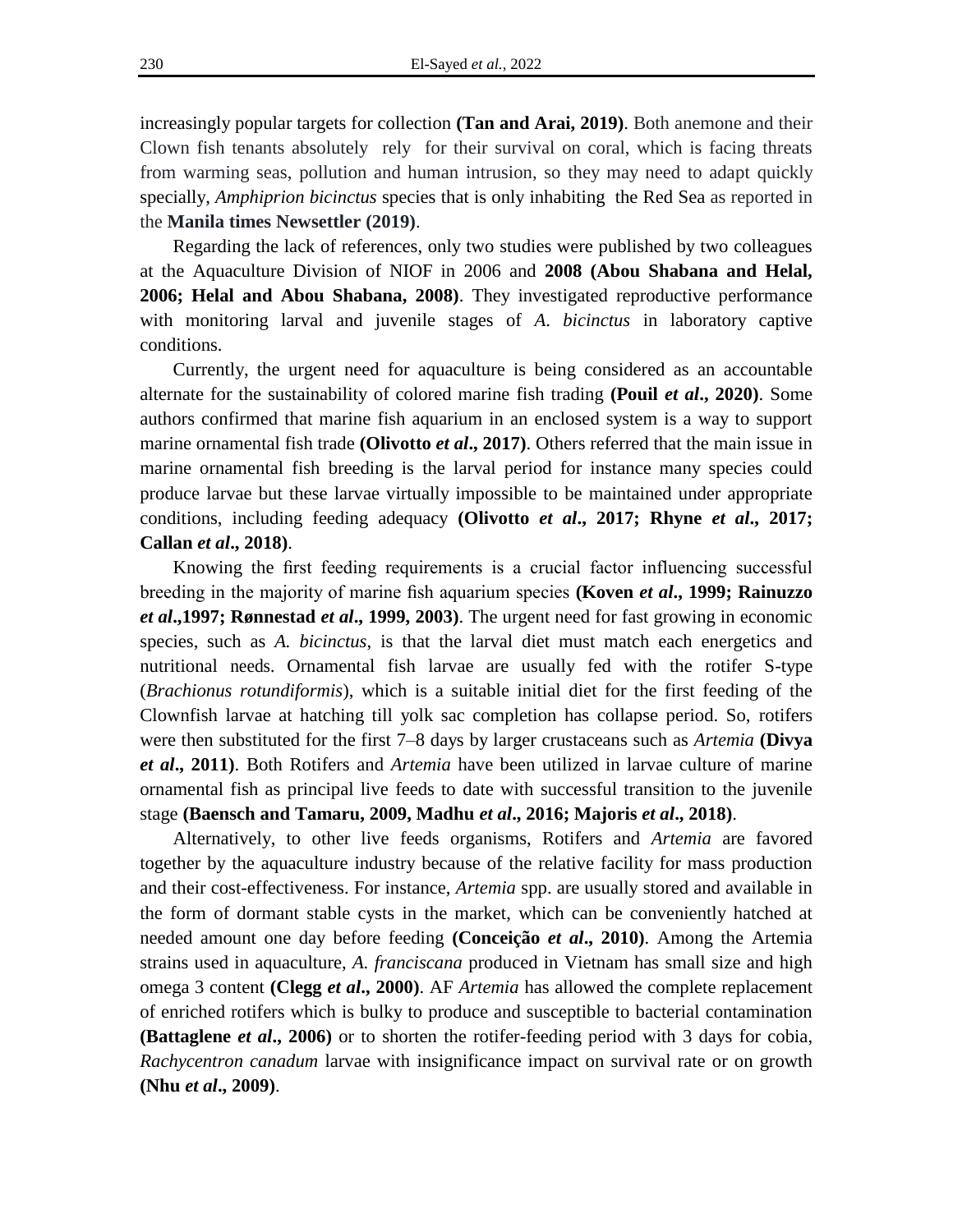increasingly popular targets for collection **(Tan and Arai, 2019)**. Both anemone and their Clown fish tenants absolutely rely for their survival on coral, which is facing threats from warming seas, pollution and human intrusion, so they may need to adapt quickly specially, *Amphiprion bicinctus* species that is only inhabiting the Red Sea as reported in the **Manila times Newsettler (2019)**.

Regarding the lack of references, only two studies were published by two colleagues at the Aquaculture Division of NIOF in 2006 and **2008 (Abou Shabana and Helal, 2006; Helal and Abou Shabana, 2008)**. They investigated reproductive performance with monitoring larval and juvenile stages of *A. bicinctus* in laboratory captive conditions.

Currently, the urgent need for aquaculture is being considered as an accountable alternate for the sustainability of colored marine fish trading **(Pouil *et al*., 2020)**. Some authors confirmed that marine fish aquarium in an enclosed system is a way to support marine ornamental fish trade **(Olivotto *et al*., 2017)**. Others referred that the main issue in marine ornamental fish breeding is the larval period for instance many species could produce larvae but these larvae virtually impossible to be maintained under appropriate conditions, including feeding adequacy **(Olivotto *et al*., 2017; Rhyne *et al*., 2017; Callan *et al*., 2018)**.

Knowing the first feeding requirements is a crucial factor influencing successful breeding in the majority of marine fish aquarium species **(Koven *et al*., 1999; Rainuzzo *et al*.,1997; Rønnestad *et al*., 1999, 2003)**. The urgent need for fast growing in economic species, such as *A. bicinctus*, is that the larval diet must match each energetics and nutritional needs. Ornamental fish larvae are usually fed with the rotifer S-type (*Brachionus rotundiformis*), which is a suitable initial diet for the first feeding of the Clownfish larvae at hatching till yolk sac completion has collapse period. So, rotifers were then substituted for the first 7–8 days by larger crustaceans such as *Artemia* **(Divya *et al*., 2011)**. Both Rotifers and *Artemia* have been utilized in larvae culture of marine ornamental fish as principal live feeds to date with successful transition to the juvenile stage **(Baensch and Tamaru, 2009, Madhu *et al*., 2016; Majoris *et al*., 2018)**.

Alternatively, to other live feeds organisms, Rotifers and *Artemia* are favored together by the aquaculture industry because of the relative facility for mass production and their cost-effectiveness. For instance, *Artemia* spp. are usually stored and available in the form of dormant stable cysts in the market, which can be conveniently hatched at needed amount one day before feeding **(Conceição *et al*., 2010)**. Among the Artemia strains used in aquaculture, *A. franciscana* produced in Vietnam has small size and high omega 3 content **(Clegg *et al*., 2000)**. AF *Artemia* has allowed the complete replacement of enriched rotifers which is bulky to produce and susceptible to bacterial contamination **(Battaglene *et al*., 2006)** or to shorten the rotifer-feeding period with 3 days for cobia, *Rachycentron canadum* larvae with insignificance impact on survival rate or on growth **(Nhu *et al*., 2009)**.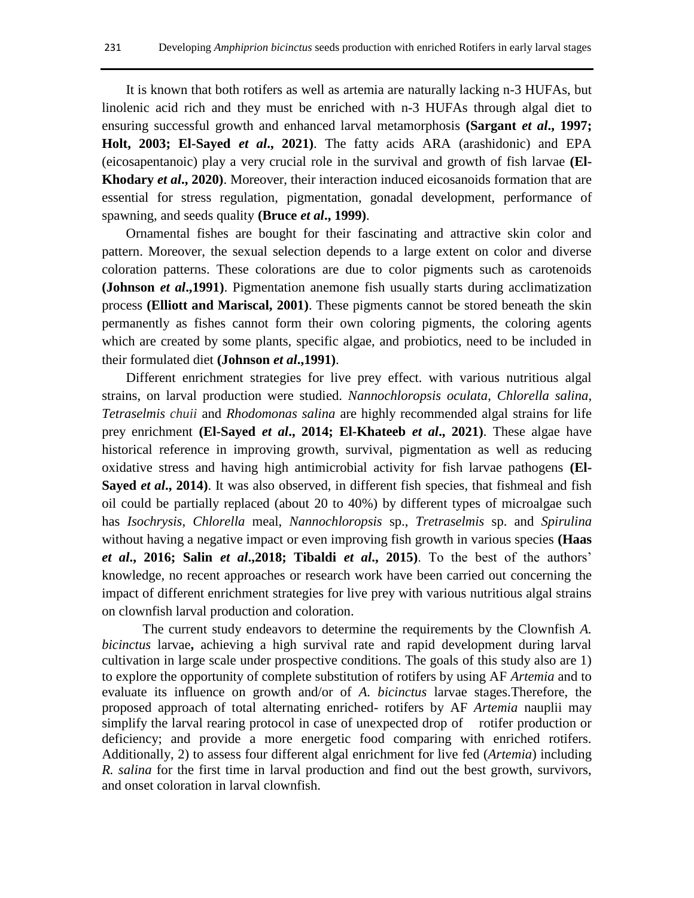It is known that both rotifers as well as artemia are naturally lacking n-3 HUFAs, but linolenic acid rich and they must be enriched with n-3 HUFAs through algal diet to ensuring successful growth and enhanced larval metamorphosis **(Sargant *et al*., 1997; Holt, 2003; El-Sayed *et al*., 2021)**. The fatty acids ARA (arashidonic) and EPA (eicosapentanoic) play a very crucial role in the survival and growth of fish larvae **(El-Khodary *et al*., 2020)**. Moreover, their interaction induced eicosanoids formation that are essential for stress regulation, pigmentation, gonadal development, performance of spawning, and seeds quality **(Bruce *et al*., 1999)**.

Ornamental fishes are bought for their fascinating and attractive skin color and pattern. Moreover, the sexual selection depends to a large extent on color and diverse coloration patterns. These colorations are due to color pigments such as carotenoids **(Johnson *et al*.,1991)**. Pigmentation anemone fish usually starts during acclimatization process **(Elliott and Mariscal, 2001)**. These pigments cannot be stored beneath the skin permanently as fishes cannot form their own coloring pigments, the coloring agents which are created by some plants, specific algae, and probiotics, need to be included in their formulated diet **(Johnson *et al*.,1991)**.

Different enrichment strategies for live prey effect. with various nutritious algal strains, on larval production were studied. *Nannochloropsis oculata*, *Chlorella salina*, *Tetraselmis chuii* and *Rhodomonas salina* are highly recommended algal strains for life prey enrichment **(El-Sayed *et al*., 2014; El-Khateeb *et al*., 2021)**. These algae have historical reference in improving growth, survival, pigmentation as well as reducing oxidative stress and having high antimicrobial activity for fish larvae pathogens **(El-Sayed *et al*., 2014)**. It was also observed, in different fish species, that fishmeal and fish oil could be partially replaced (about 20 to 40%) by different types of microalgae such has *Isochrysis*, *Chlorella* meal, *Nannochloropsis* sp., *Tretraselmis* sp. and *Spirulina* without having a negative impact or even improving fish growth in various species **(Haas *et al*., 2016; Salin *et al*.,2018; Tibaldi *et al*., 2015)**. To the best of the authors' knowledge, no recent approaches or research work have been carried out concerning the impact of different enrichment strategies for live prey with various nutritious algal strains on clownfish larval production and coloration.

The current study endeavors to determine the requirements by the Clownfish *A. bicinctus* larvae**,** achieving a high survival rate and rapid development during larval cultivation in large scale under prospective conditions. The goals of this study also are 1) to explore the opportunity of complete substitution of rotifers by using AF *Artemia* and to evaluate its influence on growth and/or of *A. bicinctus* larvae stages.Therefore, the proposed approach of total alternating enriched- rotifers by AF *Artemia* nauplii may simplify the larval rearing protocol in case of unexpected drop of rotifer production or deficiency; and provide a more energetic food comparing with enriched rotifers. Additionally, 2) to assess four different algal enrichment for live fed (*Artemia*) including *R. salina* for the first time in larval production and find out the best growth, survivors, and onset coloration in larval clownfish.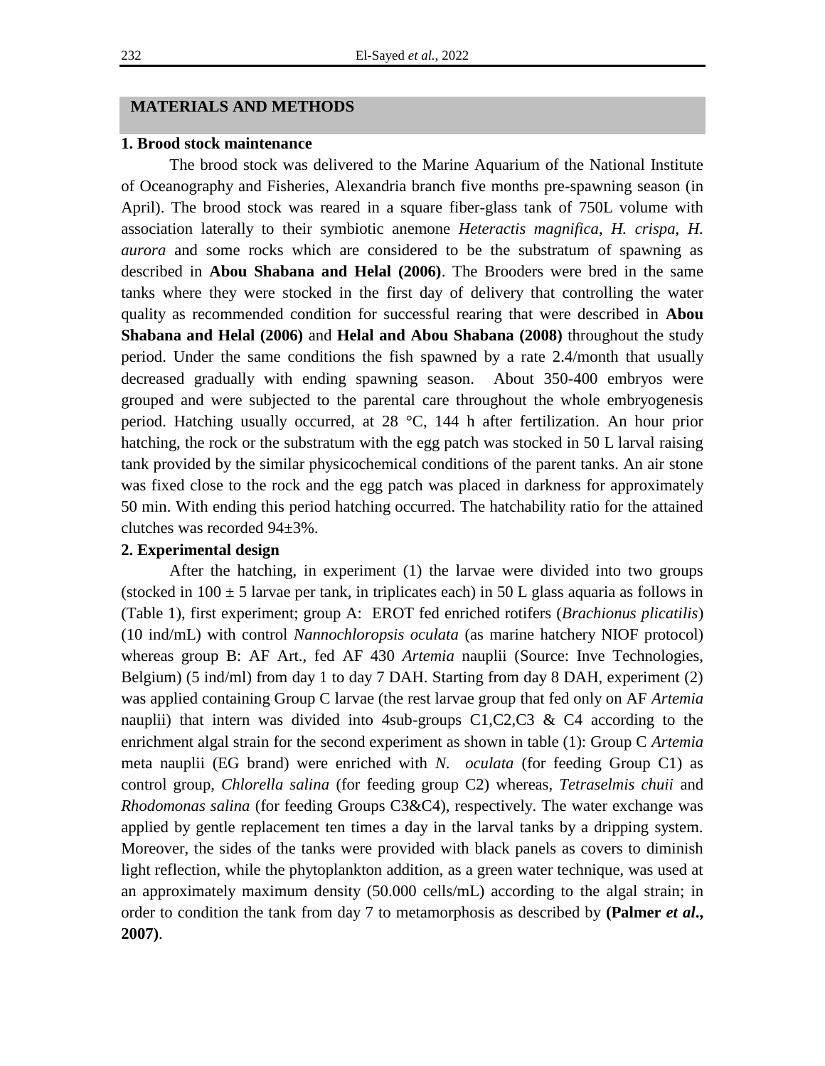## MATERIALS AND METHODS

### 1. Brood stock maintenance

The brood stock was delivered to the Marine Aquarium of the National Institute of Oceanography and Fisheries, Alexandria branch five months pre-spawning season (in April). The brood stock was reared in a square fiber-glass tank of 750L volume with association laterally to their symbiotic anemone *Heteractis magnifica*, *H. crispa*, *H. aurora* and some rocks which are considered to be the substratum of spawning as described in **Abou Shabana and Helal (2006)**. The Brooders were bred in the same tanks where they were stocked in the first day of delivery that controlling the water quality as recommended condition for successful rearing that were described in **Abou Shabana and Helal (2006)** and **Helal and Abou Shabana (2008)** throughout the study period. Under the same conditions the fish spawned by a rate 2.4/month that usually decreased gradually with ending spawning season. About 350-400 embryos were grouped and were subjected to the parental care throughout the whole embryogenesis period. Hatching usually occurred, at 28 °C, 144 h after fertilization. An hour prior hatching, the rock or the substratum with the egg patch was stocked in 50 L larval raising tank provided by the similar physicochemical conditions of the parent tanks. An air stone was fixed close to the rock and the egg patch was placed in darkness for approximately 50 min. With ending this period hatching occurred. The hatchability ratio for the attained clutches was recorded 94±3%.

### 2. Experimental design

After the hatching, in experiment (1) the larvae were divided into two groups (stocked in 100 ± 5 larvae per tank, in triplicates each) in 50 L glass aquaria as follows in (Table 1), first experiment; group A: EROT fed enriched rotifers (*Brachionus plicatilis*) (10 ind/mL) with control *Nannochloropsis oculata* (as marine hatchery NIOF protocol) whereas group B: AF Art., fed AF 430 *Artemia* nauplii (Source: Inve Technologies, Belgium) (5 ind/ml) from day 1 to day 7 DAH. Starting from day 8 DAH, experiment (2) was applied containing Group C larvae (the rest larvae group that fed only on AF *Artemia* nauplii) that intern was divided into 4sub-groups C1,C2,C3 & C4 according to the enrichment algal strain for the second experiment as shown in table (1): Group C *Artemia* meta nauplii (EG brand) were enriched with *N. oculata* (for feeding Group C1) as control group, *Chlorella salina* (for feeding group C2) whereas, *Tetraselmis chuii* and *Rhodomonas salina* (for feeding Groups C3&C4), respectively. The water exchange was applied by gentle replacement ten times a day in the larval tanks by a dripping system. Moreover, the sides of the tanks were provided with black panels as covers to diminish light reflection, while the phytoplankton addition, as a green water technique, was used at an approximately maximum density (50.000 cells/mL) according to the algal strain; in order to condition the tank from day 7 to metamorphosis as described by **(Palmer *et al.*, 2007)**.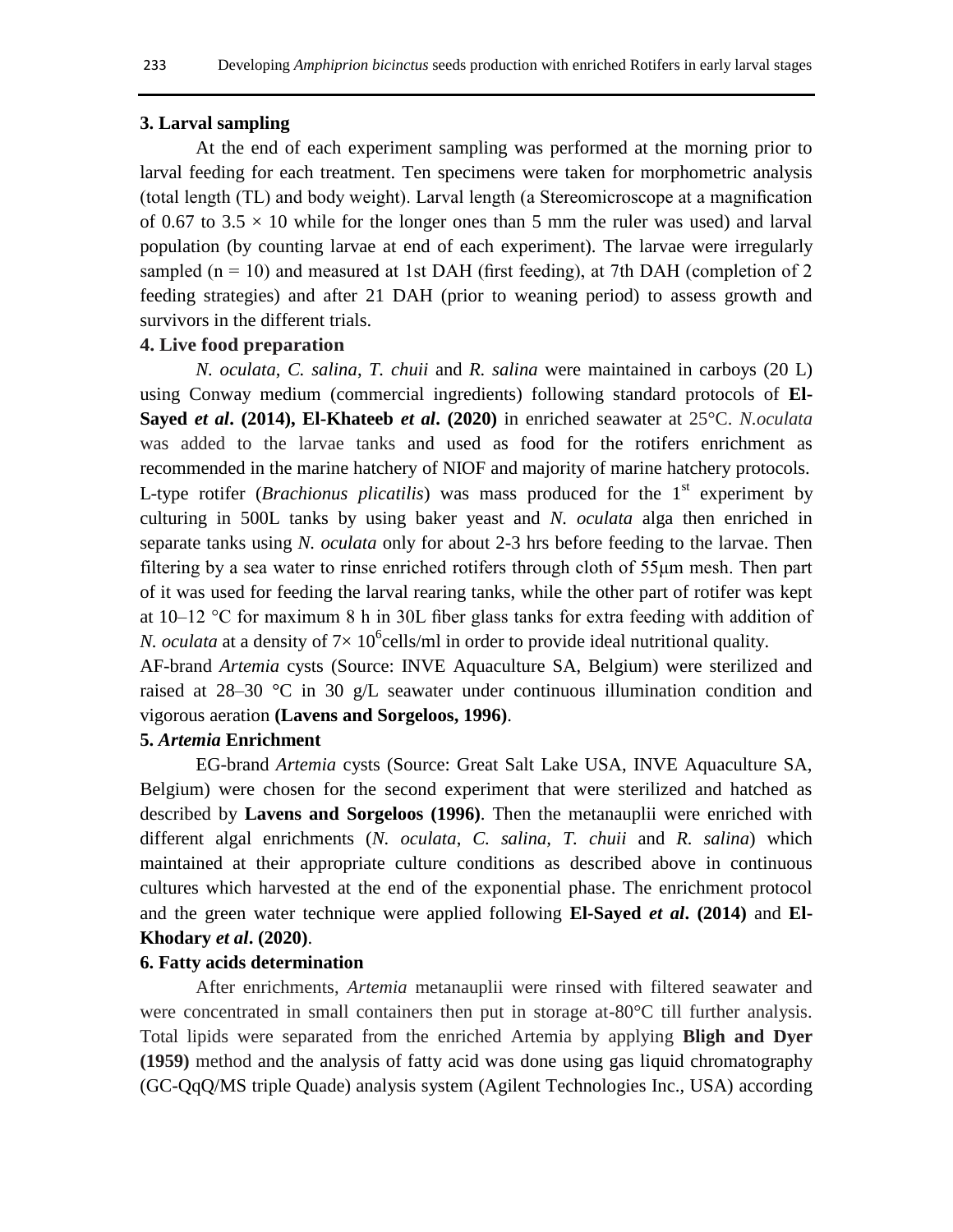### 3. Larval sampling

At the end of each experiment sampling was performed at the morning prior to larval feeding for each treatment. Ten specimens were taken for morphometric analysis (total length (TL) and body weight). Larval length (a Stereomicroscope at a magnification of 0.67 to 3.5 × 10 while for the longer ones than 5 mm the ruler was used) and larval population (by counting larvae at end of each experiment). The larvae were irregularly sampled (n = 10) and measured at 1st DAH (first feeding), at 7th DAH (completion of 2 feeding strategies) and after 21 DAH (prior to weaning period) to assess growth and survivors in the different trials.

### 4. Live food preparation

*N. oculata*, *C. salina*, *T. chuii* and *R. salina* were maintained in carboys (20 L) using Conway medium (commercial ingredients) following standard protocols of **El-Sayed *et al*. (2014), El-Khateeb *et al*. (2020)** in enriched seawater at 25°C. *N.oculata* was added to the larvae tanks and used as food for the rotifers enrichment as recommended in the marine hatchery of NIOF and majority of marine hatchery protocols.

L-type rotifer (*Brachionus plicatilis*) was mass produced for the 1st experiment by culturing in 500L tanks by using baker yeast and *N. oculata* alga then enriched in separate tanks using *N. oculata* only for about 2-3 hrs before feeding to the larvae. Then filtering by a sea water to rinse enriched rotifers through cloth of 55μm mesh. Then part of it was used for feeding the larval rearing tanks, while the other part of rotifer was kept at 10–12 °C for maximum 8 h in 30L fiber glass tanks for extra feeding with addition of *N. oculata* at a density of $7\times 10^{6}$cells/ml in order to provide ideal nutritional quality.

AF-brand *Artemia* cysts (Source: INVE Aquaculture SA, Belgium) were sterilized and raised at 28–30 °C in 30 g/L seawater under continuous illumination condition and vigorous aeration **(Lavens and Sorgeloos, 1996)**.

### 5. *Artemia* Enrichment

EG-brand *Artemia* cysts (Source: Great Salt Lake USA, INVE Aquaculture SA, Belgium) were chosen for the second experiment that were sterilized and hatched as described by **Lavens and Sorgeloos (1996)**. Then the metanauplii were enriched with different algal enrichments (*N. oculata, C. salina, T. chuii* and *R. salina*) which maintained at their appropriate culture conditions as described above in continuous cultures which harvested at the end of the exponential phase. The enrichment protocol and the green water technique were applied following **El-Sayed *et al*. (2014)** and **El-Khodary *et al*. (2020)**.

### 6. Fatty acids determination

After enrichments, *Artemia* metanauplii were rinsed with filtered seawater and were concentrated in small containers then put in storage at-80°C till further analysis. Total lipids were separated from the enriched Artemia by applying **Bligh and Dyer (1959)** method and the analysis of fatty acid was done using gas liquid chromatography (GC-QqQ/MS triple Quade) analysis system (Agilent Technologies Inc., USA) according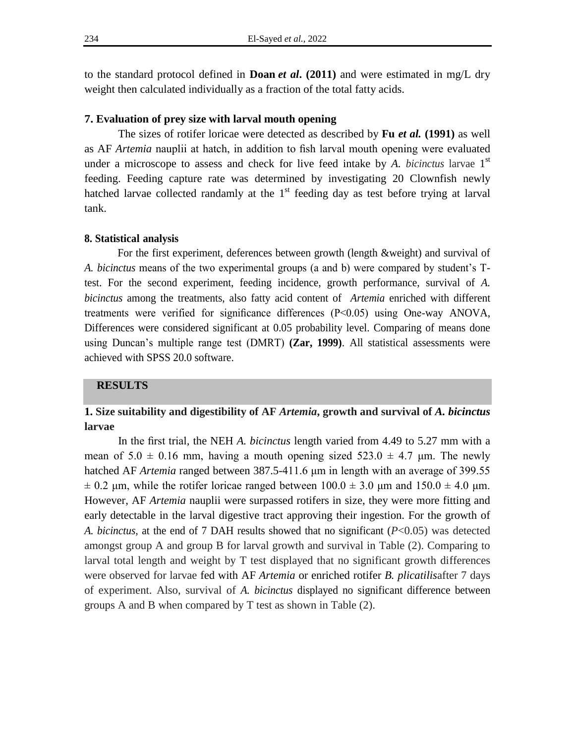to the standard protocol defined in **Doan *et al*. (2011)** and were estimated in mg/L dry weight then calculated individually as a fraction of the total fatty acids.

### 7. Evaluation of prey size with larval mouth opening

The sizes of rotifer loricae were detected as described by **Fu *et al.* (1991)** as well as AF *Artemia* nauplii at hatch, in addition to fish larval mouth opening were evaluated under a microscope to assess and check for live feed intake by *A. bicinctus* larvae 1st feeding. Feeding capture rate was determined by investigating 20 Clownfish newly hatched larvae collected randamly at the 1st feeding day as test before trying at larval tank.

### 8. Statistical analysis

For the first experiment, deferences between growth (length &weight) and survival of *A. bicinctus* means of the two experimental groups (a and b) were compared by student's T-test. For the second experiment, feeding incidence, growth performance, survival of *A. bicinctus* among the treatments, also fatty acid content of *Artemia* enriched with different treatments were verified for significance differences ($P<0.05$) using One-way ANOVA, Differences were considered significant at 0.05 probability level. Comparing of means done using Duncan's multiple range test (DMRT) **(Zar, 1999)**. All statistical assessments were achieved with SPSS 20.0 software.

## RESULTS

### 1. Size suitability and digestibility of AF *Artemia*, growth and survival of *A. bicinctus* larvae

In the first trial, the NEH *A. bicinctus* length varied from 4.49 to 5.27 mm with a mean of $5.0 \pm 0.16$ mm, having a mouth opening sized $523.0 \pm 4.7$ μm. The newly hatched AF *Artemia* ranged between 387.5-411.6 μm in length with an average of 399.55 $\pm$ 0.2 μm, while the rotifer loricae ranged between $100.0 \pm 3.0$ μm and $150.0 \pm 4.0$ μm. However, AF *Artemia* nauplii were surpassed rotifers in size, they were more fitting and early detectable in the larval digestive tract approving their ingestion. For the growth of *A. bicinctus*, at the end of 7 DAH results showed that no significant ($P<0.05$) was detected amongst group A and group B for larval growth and survival in Table (2). Comparing to larval total length and weight by T test displayed that no significant growth differences were observed for larvae fed with AF *Artemia* or enriched rotifer *B. plicatilis*after 7 days of experiment. Also, survival of *A. bicinctus* displayed no significant difference between groups A and B when compared by T test as shown in Table (2).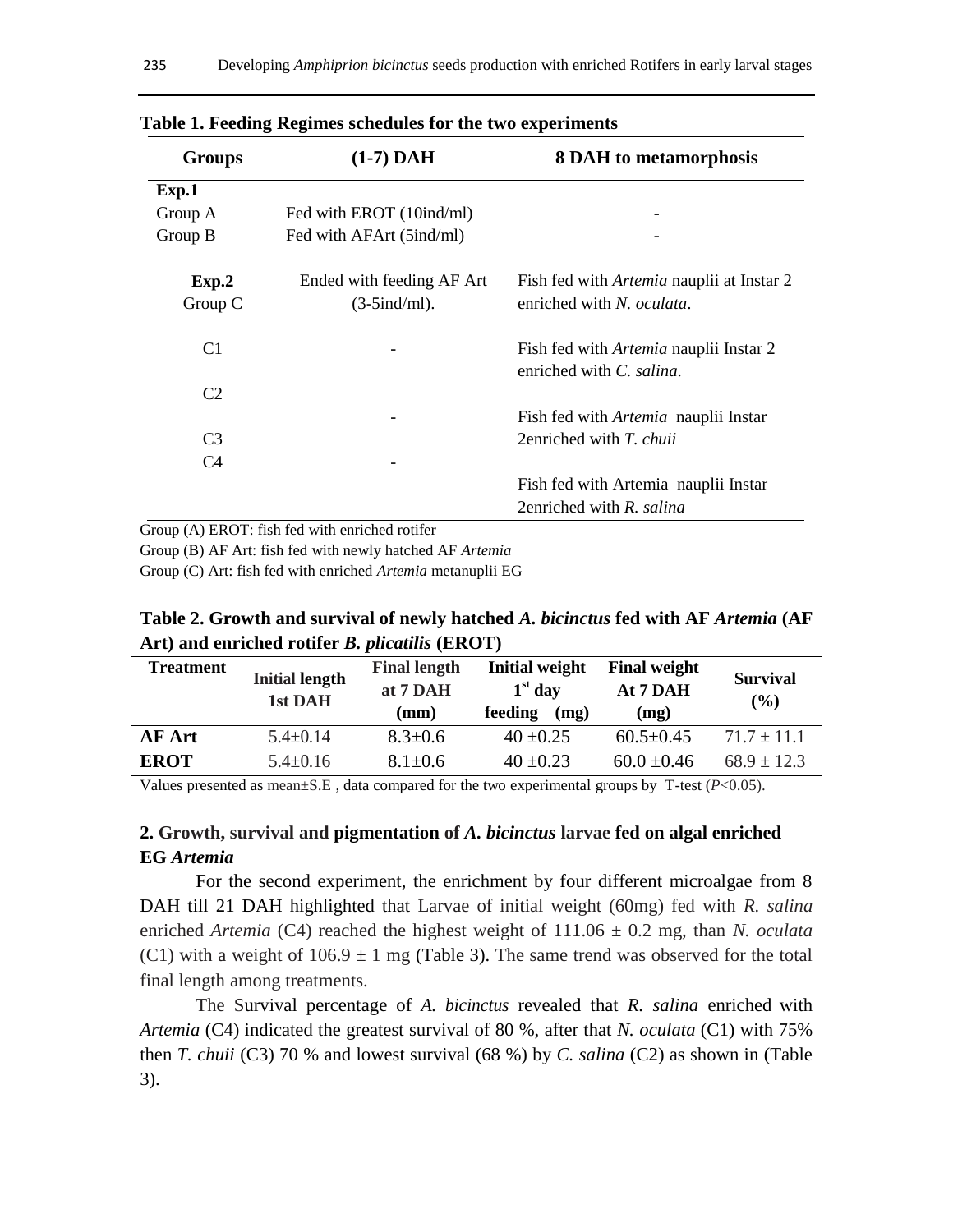**Table 1. Feeding Regimes schedules for the two experiments**

| Groups | (1-7) DAH | 8 DAH to metamorphosis |
|---|---|---|
| **Exp.1** | | |
| Group A | Fed with EROT (10ind/ml) | - |
| Group B | Fed with AFArt (5ind/ml) | - |
| **Exp.2** Group C | Ended with feeding AF Art (3-5ind/ml). | Fish fed with *Artemia* nauplii at Instar 2 enriched with *N. oculata*. |
| C1 | - | Fish fed with *Artemia* nauplii Instar 2 enriched with *C. salina*. |
| C2 | - | Fish fed with *Artemia* nauplii Instar 2enriched with *T. chuii* |
| C3 C4 | - | Fish fed with Artemia nauplii Instar 2enriched with *R. salina* |

Group (A) EROT: fish fed with enriched rotifer

Group (B) AF Art: fish fed with newly hatched AF *Artemia*

Group (C) Art: fish fed with enriched *Artemia* metanuplii EG

**Table 2. Growth and survival of newly hatched *A. bicinctus* fed with AF *Artemia* (AF Art) and enriched rotifer *B. plicatilis* (EROT)**

| Treatment | Initial length 1st DAH | Final length at 7 DAH (mm) | Initial weight 1st day feeding (mg) | Final weight At 7 DAH (mg) | Survival (%) |
|---|---|---|---|---|---|
| **AF Art** | 5.4±0.14 | 8.3±0.6 | 40 ±0.25 | 60.5±0.45 | 71.7 ± 11.1 |
| **EROT** | 5.4±0.16 | 8.1±0.6 | 40 ±0.23 | 60.0 ±0.46 | 68.9 ± 12.3 |

Values presented as mean±S.E , data compared for the two experimental groups by T-test ($P$<0.05).

## 2. Growth, survival and pigmentation of *A. bicinctus* larvae fed on algal enriched EG *Artemia*

For the second experiment, the enrichment by four different microalgae from 8 DAH till 21 DAH highlighted that Larvae of initial weight (60mg) fed with *R. salina* enriched *Artemia* (C4) reached the highest weight of 111.06 ± 0.2 mg, than *N. oculata* (C1) with a weight of 106.9 ± 1 mg (Table 3). The same trend was observed for the total final length among treatments.

The Survival percentage of *A. bicinctus* revealed that *R. salina* enriched with *Artemia* (C4) indicated the greatest survival of 80 %, after that *N. oculata* (C1) with 75% then *T. chuii* (C3) 70 % and lowest survival (68 %) by *C. salina* (C2) as shown in (Table 3).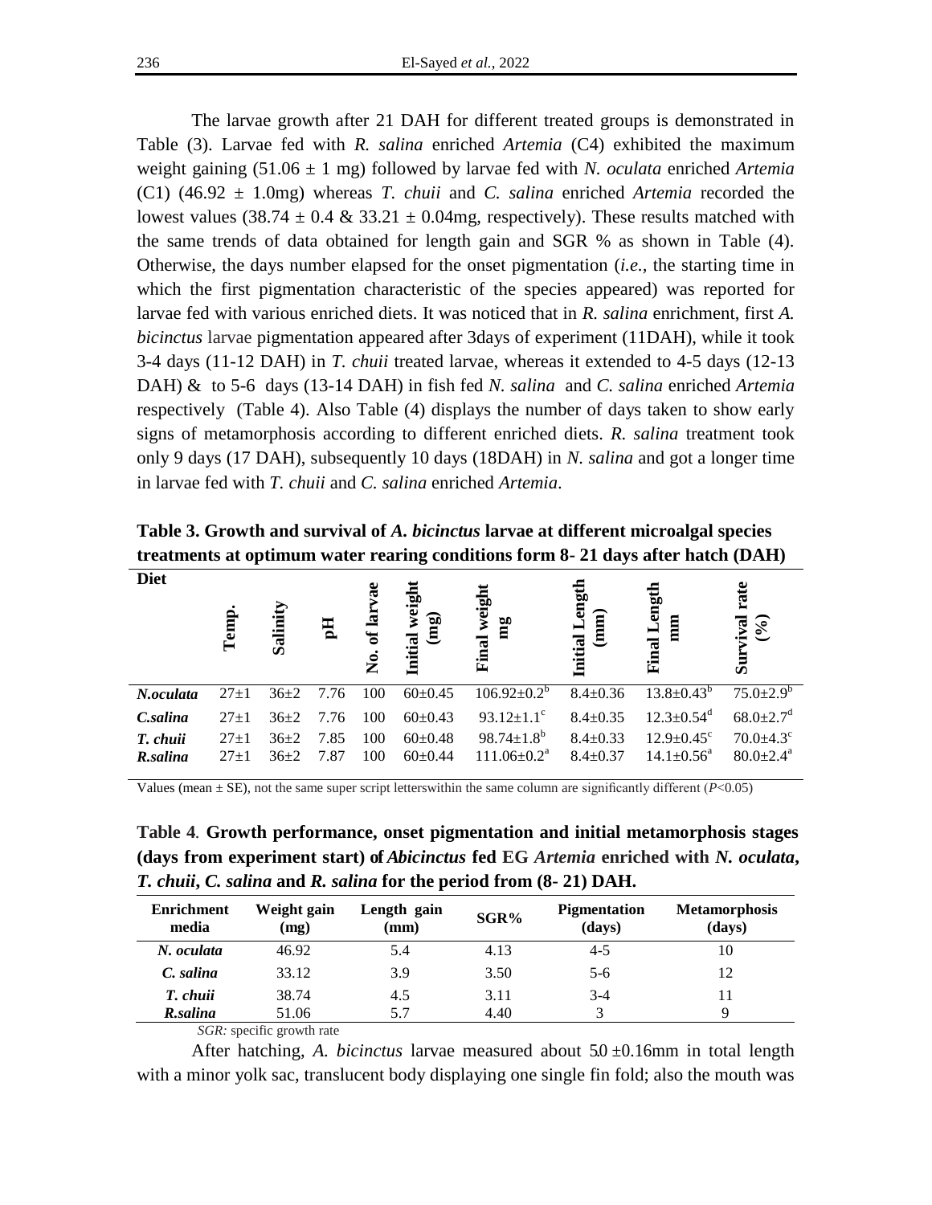The larvae growth after 21 DAH for different treated groups is demonstrated in Table (3). Larvae fed with *R. salina* enriched *Artemia* (C4) exhibited the maximum weight gaining (51.06 ± 1 mg) followed by larvae fed with *N. oculata* enriched *Artemia* (C1) (46.92 ± 1.0mg) whereas *T. chuii* and *C. salina* enriched *Artemia* recorded the lowest values (38.74 ± 0.4 & 33.21 ± 0.04mg, respectively). These results matched with the same trends of data obtained for length gain and SGR % as shown in Table (4). Otherwise, the days number elapsed for the onset pigmentation (*i.e.*, the starting time in which the first pigmentation characteristic of the species appeared) was reported for larvae fed with various enriched diets. It was noticed that in *R. salina* enrichment, first *A. bicinctus* larvae pigmentation appeared after 3days of experiment (11DAH), while it took 3-4 days (11-12 DAH) in *T. chuii* treated larvae, whereas it extended to 4-5 days (12-13 DAH) & to 5-6 days (13-14 DAH) in fish fed *N. salina* and *C. salina* enriched *Artemia* respectively (Table 4). Also Table (4) displays the number of days taken to show early signs of metamorphosis according to different enriched diets. *R. salina* treatment took only 9 days (17 DAH), subsequently 10 days (18DAH) in *N. salina* and got a longer time in larvae fed with *T. chuii* and *C. salina* enriched *Artemia*.

**Table 3. Growth and survival of *A. bicinctus* larvae at different microalgal species treatments at optimum water rearing conditions form 8- 21 days after hatch (DAH)**

| Diet | Temp. | Salinity | pH | No. of larvae | Initial weight (mg) | Final weight mg | Initial Length (mm) | Final Length mm | Survival rate (%) |
|---|---|---|---|---|---|---|---|---|---|
| *N.oculata* | 27±1 | 36±2 | 7.76 | 100 | 60±0.45 | 106.92±0.2[b] | 8.4±0.36 | 13.8±0.43[b] | 75.0±2.9[b] |
| *C.salina* | 27±1 | 36±2 | 7.76 | 100 | 60±0.43 | 93.12±1.1[c] | 8.4±0.35 | 12.3±0.54[d] | 68.0±2.7[d] |
| *T. chuii* | 27±1 | 36±2 | 7.85 | 100 | 60±0.48 | 98.74±1.8[b] | 8.4±0.33 | 12.9±0.45[c] | 70.0±4.3[c] |
| *R.salina* | 27±1 | 36±2 | 7.87 | 100 | 60±0.44 | 111.06±0.2[a] | 8.4±0.37 | 14.1±0.56[a] | 80.0±2.4[a] |

Values (mean ± SE), not the same super script letterswithin the same column are significantly different ($P$<0.05)

**Table 4. Growth performance, onset pigmentation and initial metamorphosis stages (days from experiment start) of *Abicinctus* fed EG *Artemia* enriched with *N. oculata*, *T. chuii*, *C. salina* and *R. salina* for the period from (8- 21) DAH.**

| Enrichment media | Weight gain (mg) | Length gain (mm) | SGR% | Pigmentation (days) | Metamorphosis (days) |
|---|---|---|---|---|---|
| *N. oculata* | 46.92 | 5.4 | 4.13 | 4-5 | 10 |
| *C. salina* | 33.12 | 3.9 | 3.50 | 5-6 | 12 |
| *T. chuii* | 38.74 | 4.5 | 3.11 | 3-4 | 11 |
| *R.salina* | 51.06 | 5.7 | 4.40 | 3 | 9 |

*SGR:* specific growth rate

After hatching, *A. bicinctus* larvae measured about 5.0 ±0.16mm in total length with a minor yolk sac, translucent body displaying one single fin fold; also the mouth was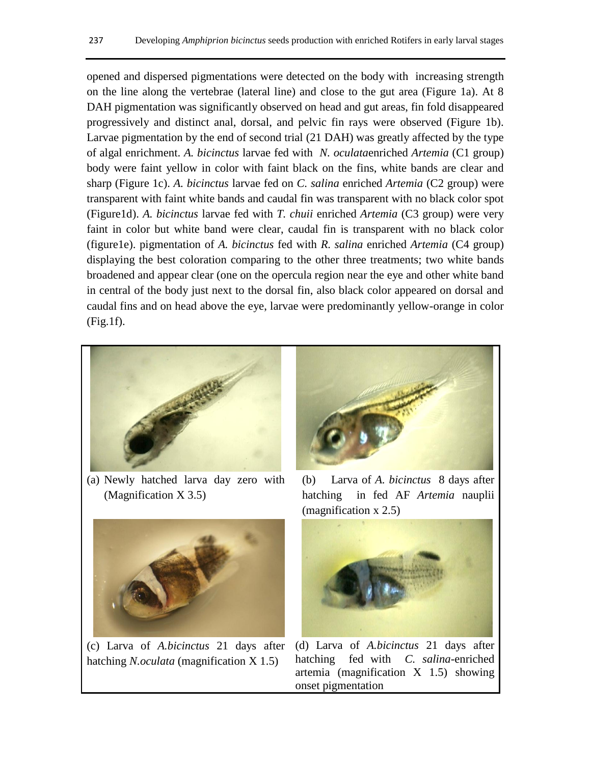opened and dispersed pigmentations were detected on the body with increasing strength on the line along the vertebrae (lateral line) and close to the gut area (Figure 1a). At 8 DAH pigmentation was significantly observed on head and gut areas, fin fold disappeared progressively and distinct anal, dorsal, and pelvic fin rays were observed (Figure 1b). Larvae pigmentation by the end of second trial (21 DAH) was greatly affected by the type of algal enrichment. *A. bicinctus* larvae fed with *N. oculata*enriched *Artemia* (C1 group) body were faint yellow in color with faint black on the fins, white bands are clear and sharp (Figure 1c). *A. bicinctus* larvae fed on *C. salina* enriched *Artemia* (C2 group) were transparent with faint white bands and caudal fin was transparent with no black color spot (Figure1d). *A. bicinctus* larvae fed with *T. chuii* enriched *Artemia* (C3 group) were very faint in color but white band were clear, caudal fin is transparent with no black color (figure1e). pigmentation of *A. bicinctus* fed with *R. salina* enriched *Artemia* (C4 group) displaying the best coloration comparing to the other three treatments; two white bands broadened and appear clear (one on the opercula region near the eye and other white band in central of the body just next to the dorsal fin, also black color appeared on dorsal and caudal fins and on head above the eye, larvae were predominantly yellow-orange in color (Fig.1f).

(a) Newly hatched larva day zero with (Magnification X 3.5)

(b) Larva of *A. bicinctus* 8 days after hatching in fed AF *Artemia* nauplii (magnification x 2.5)

(c) Larva of *A.bicinctus* 21 days after hatching *N.oculata* (magnification X 1.5)

(d) Larva of *A.bicinctus* 21 days after hatching fed with *C. salina*-enriched artemia (magnification X 1.5) showing onset pigmentation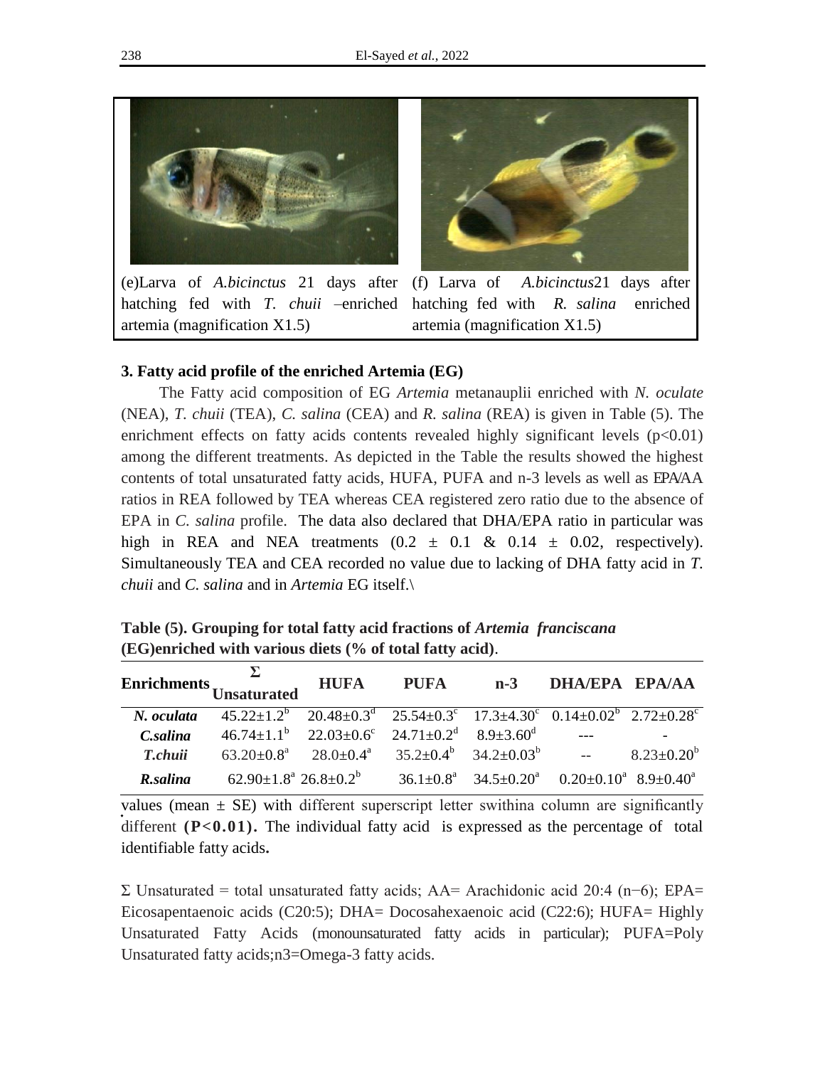(e)Larva of *A.bicinctus* 21 days after hatching fed with *T. chuii* –enriched artemia (magnification X1.5)

(f) Larva of *A.bicinctus*21 days after hatching fed with *R. salina* enriched artemia (magnification X1.5)

### 3. Fatty acid profile of the enriched Artemia (EG)

The Fatty acid composition of EG *Artemia* metanauplii enriched with *N. oculate* (NEA), *T. chuii* (TEA), *C. salina* (CEA) and *R. salina* (REA) is given in Table (5). The enrichment effects on fatty acids contents revealed highly significant levels ($p<0.01$) among the different treatments. As depicted in the Table the results showed the highest contents of total unsaturated fatty acids, HUFA, PUFA and n-3 levels as well as EPA/AA ratios in REA followed by TEA whereas CEA registered zero ratio due to the absence of EPA in *C. salina* profile. The data also declared that DHA/EPA ratio in particular was high in REA and NEA treatments ($0.2 \pm 0.1$ & $0.14 \pm 0.02$, respectively). Simultaneously TEA and CEA recorded no value due to lacking of DHA fatty acid in *T. chuii* and *C. salina* and in *Artemia* EG itself.\

**Table (5). Grouping for total fatty acid fractions of *Artemia franciscana* (EG)enriched with various diets (% of total fatty acid)**.

| Enrichments | Σ Unsaturated | HUFA | PUFA | n-3 | DHA/EPA | EPA/AA |
|---|---|---|---|---|---|---|
| *N. oculata* | $45.22\pm1.2^{b}$ | $20.48\pm0.3^{d}$ | $25.54\pm0.3^{c}$ | $17.3\pm4.30^{c}$ | $0.14\pm0.02^{b}$ | $2.72\pm0.28^{c}$ |
| *C.salina* | $46.74\pm1.1^{b}$ | $22.03\pm0.6^{c}$ | $24.71\pm0.2^{d}$ | $8.9\pm3.60^{d}$ | --- | - |
| *T.chuii* | $63.20\pm0.8^{a}$ | $28.0\pm0.4^{a}$ | $35.2\pm0.4^{b}$ | $34.2\pm0.03^{b}$ | -- | $8.23\pm0.20^{b}$ |
| *R.salina* | $62.90\pm1.8^{a}$ | $26.8\pm0.2^{b}$ | $36.1\pm0.8^{a}$ | $34.5\pm0.20^{a}$ | $0.20\pm0.10^{a}$ | $8.9\pm0.40^{a}$ |

values (mean ± SE) with different superscript letter swithina column are significantly different **($P<0.01$).** The individual fatty acid is expressed as the percentage of total identifiable fatty acids**.**

Σ Unsaturated = total unsaturated fatty acids; AA= Arachidonic acid 20:4 (n−6); EPA= Eicosapentaenoic acids (C20:5); DHA= Docosahexaenoic acid (C22:6); HUFA= Highly Unsaturated Fatty Acids (monounsaturated fatty acids in particular); PUFA=Poly Unsaturated fatty acids;n3=Omega-3 fatty acids.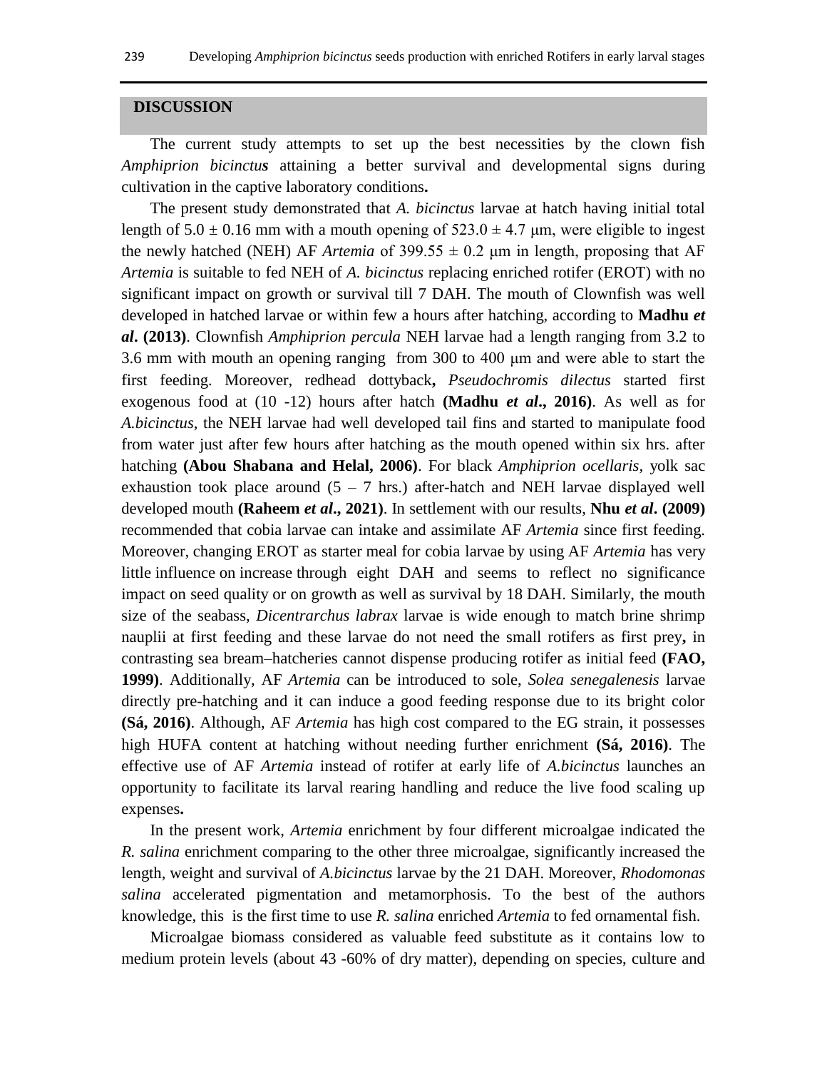## DISCUSSION

The current study attempts to set up the best necessities by the clown fish *Amphiprion bicinctus* attaining a better survival and developmental signs during cultivation in the captive laboratory conditions**.**

The present study demonstrated that *A. bicinctus* larvae at hatch having initial total length of 5.0 ± 0.16 mm with a mouth opening of 523.0 ± 4.7 μm, were eligible to ingest the newly hatched (NEH) AF *Artemia* of 399.55 ± 0.2 μm in length, proposing that AF *Artemia* is suitable to fed NEH of *A. bicinctus* replacing enriched rotifer (EROT) with no significant impact on growth or survival till 7 DAH. The mouth of Clownfish was well developed in hatched larvae or within few a hours after hatching, according to **Madhu *et al***. **(2013)**. Clownfish *Amphiprion percula* NEH larvae had a length ranging from 3.2 to 3.6 mm with mouth an opening ranging from 300 to 400 μm and were able to start the first feeding. Moreover, redhead dottyback**,** *Pseudochromis dilectus* started first exogenous food at (10 -12) hours after hatch **(Madhu *et al*., 2016)**. As well as for *A.bicinctus*, the NEH larvae had well developed tail fins and started to manipulate food from water just after few hours after hatching as the mouth opened within six hrs. after hatching **(Abou Shabana and Helal, 2006)**. For black *Amphiprion ocellaris*, yolk sac exhaustion took place around (5 – 7 hrs.) after-hatch and NEH larvae displayed well developed mouth **(Raheem *et al*., 2021)**. In settlement with our results, **Nhu *et al*. (2009)** recommended that cobia larvae can intake and assimilate AF *Artemia* since first feeding. Moreover, changing EROT as starter meal for cobia larvae by using AF *Artemia* has very little influence on increase through eight DAH and seems to reflect no significance impact on seed quality or on growth as well as survival by 18 DAH. Similarly, the mouth size of the seabass, *Dicentrarchus labrax* larvae is wide enough to match brine shrimp nauplii at first feeding and these larvae do not need the small rotifers as first prey**,** in contrasting sea bream–hatcheries cannot dispense producing rotifer as initial feed **(FAO, 1999)**. Additionally, AF *Artemia* can be introduced to sole, *Solea senegalenesis* larvae directly pre-hatching and it can induce a good feeding response due to its bright color **(Sá, 2016)**. Although, AF *Artemia* has high cost compared to the EG strain, it possesses high HUFA content at hatching without needing further enrichment **(Sá, 2016)**. The effective use of AF *Artemia* instead of rotifer at early life of *A.bicinctus* launches an opportunity to facilitate its larval rearing handling and reduce the live food scaling up expenses**.**

In the present work, *Artemia* enrichment by four different microalgae indicated the *R. salina* enrichment comparing to the other three microalgae, significantly increased the length, weight and survival of *A.bicinctus* larvae by the 21 DAH. Moreover, *Rhodomonas salina* accelerated pigmentation and metamorphosis. To the best of the authors knowledge, this is the first time to use *R. salina* enriched *Artemia* to fed ornamental fish.

Microalgae biomass considered as valuable feed substitute as it contains low to medium protein levels (about 43 -60% of dry matter), depending on species, culture and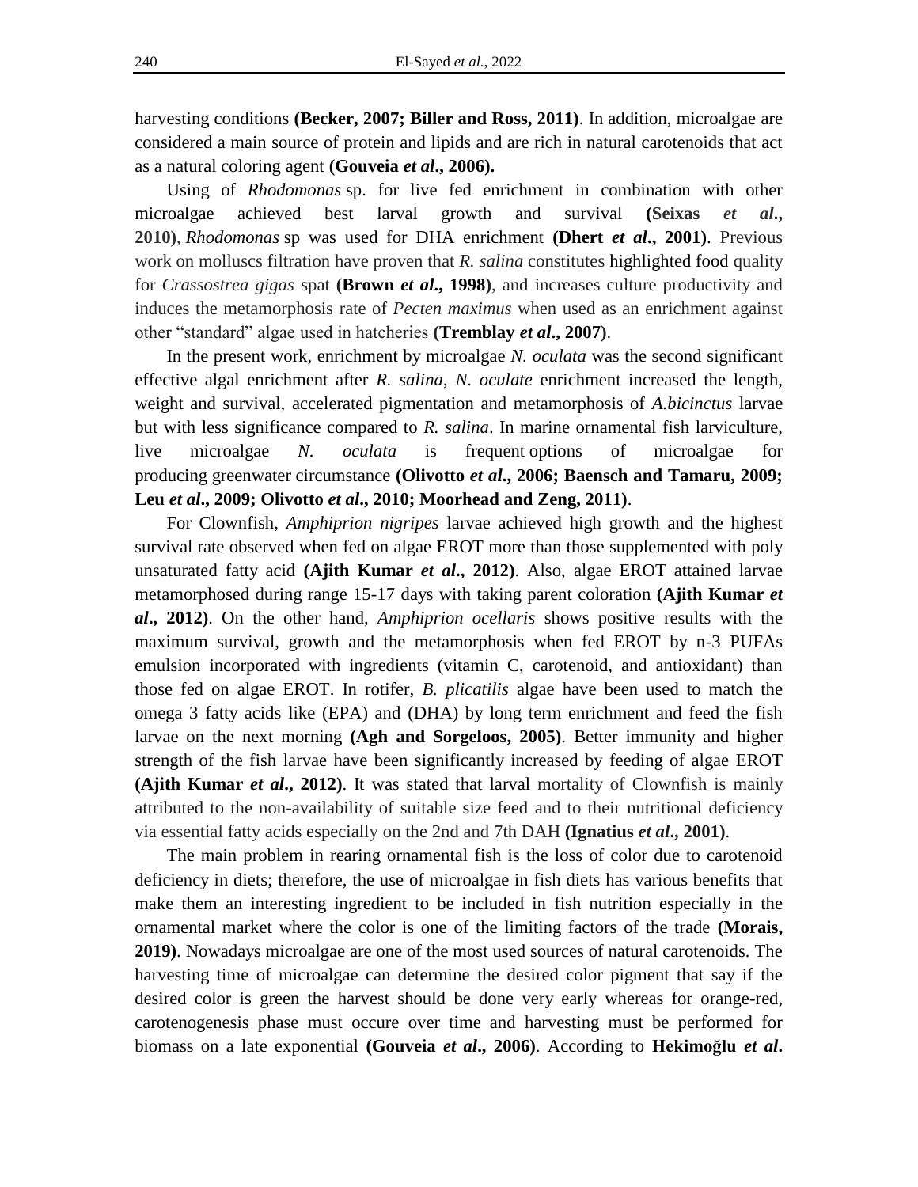harvesting conditions **(Becker, 2007; Biller and Ross, 2011)**. In addition, microalgae are considered a main source of protein and lipids and are rich in natural carotenoids that act as a natural coloring agent **(Gouveia *et al*., 2006).**

Using of *Rhodomonas* sp. for live fed enrichment in combination with other microalgae achieved best larval growth and survival **(Seixas *et al*., 2010)**, *Rhodomonas* sp was used for DHA enrichment **(Dhert *et al*., 2001)**. Previous work on molluscs filtration have proven that *R. salina* constitutes highlighted food quality for *Crassostrea gigas* spat **(Brown *et al*., 1998)**, and increases culture productivity and induces the metamorphosis rate of *Pecten maximus* when used as an enrichment against other "standard" algae used in hatcheries **(Tremblay *et al*., 2007)**.

In the present work, enrichment by microalgae *N. oculata* was the second significant effective algal enrichment after *R. salina*, *N. oculate* enrichment increased the length, weight and survival, accelerated pigmentation and metamorphosis of *A.bicinctus* larvae but with less significance compared to *R. salina*. In marine ornamental fish larviculture, live microalgae *N. oculata* is frequent options of microalgae for producing greenwater circumstance **(Olivotto *et al*., 2006; Baensch and Tamaru, 2009; Leu *et al*., 2009; Olivotto *et al*., 2010; Moorhead and Zeng, 2011)**.

For Clownfish, *Amphiprion nigripes* larvae achieved high growth and the highest survival rate observed when fed on algae EROT more than those supplemented with poly unsaturated fatty acid **(Ajith Kumar *et al*., 2012)**. Also, algae EROT attained larvae metamorphosed during range 15-17 days with taking parent coloration **(Ajith Kumar *et al*., 2012)**. On the other hand, *Amphiprion ocellaris* shows positive results with the maximum survival, growth and the metamorphosis when fed EROT by n-3 PUFAs emulsion incorporated with ingredients (vitamin C, carotenoid, and antioxidant) than those fed on algae EROT. In rotifer, *B. plicatilis* algae have been used to match the omega 3 fatty acids like (EPA) and (DHA) by long term enrichment and feed the fish larvae on the next morning **(Agh and Sorgeloos, 2005)**. Better immunity and higher strength of the fish larvae have been significantly increased by feeding of algae EROT **(Ajith Kumar *et al*., 2012)**. It was stated that larval mortality of Clownfish is mainly attributed to the non-availability of suitable size feed and to their nutritional deficiency via essential fatty acids especially on the 2nd and 7th DAH **(Ignatius *et al*., 2001)**.

The main problem in rearing ornamental fish is the loss of color due to carotenoid deficiency in diets; therefore, the use of microalgae in fish diets has various benefits that make them an interesting ingredient to be included in fish nutrition especially in the ornamental market where the color is one of the limiting factors of the trade **(Morais, 2019)**. Nowadays microalgae are one of the most used sources of natural carotenoids. The harvesting time of microalgae can determine the desired color pigment that say if the desired color is green the harvest should be done very early whereas for orange-red, carotenogenesis phase must occure over time and harvesting must be performed for biomass on a late exponential **(Gouveia *et al*., 2006)**. According to **Hekimoğlu *et al*.**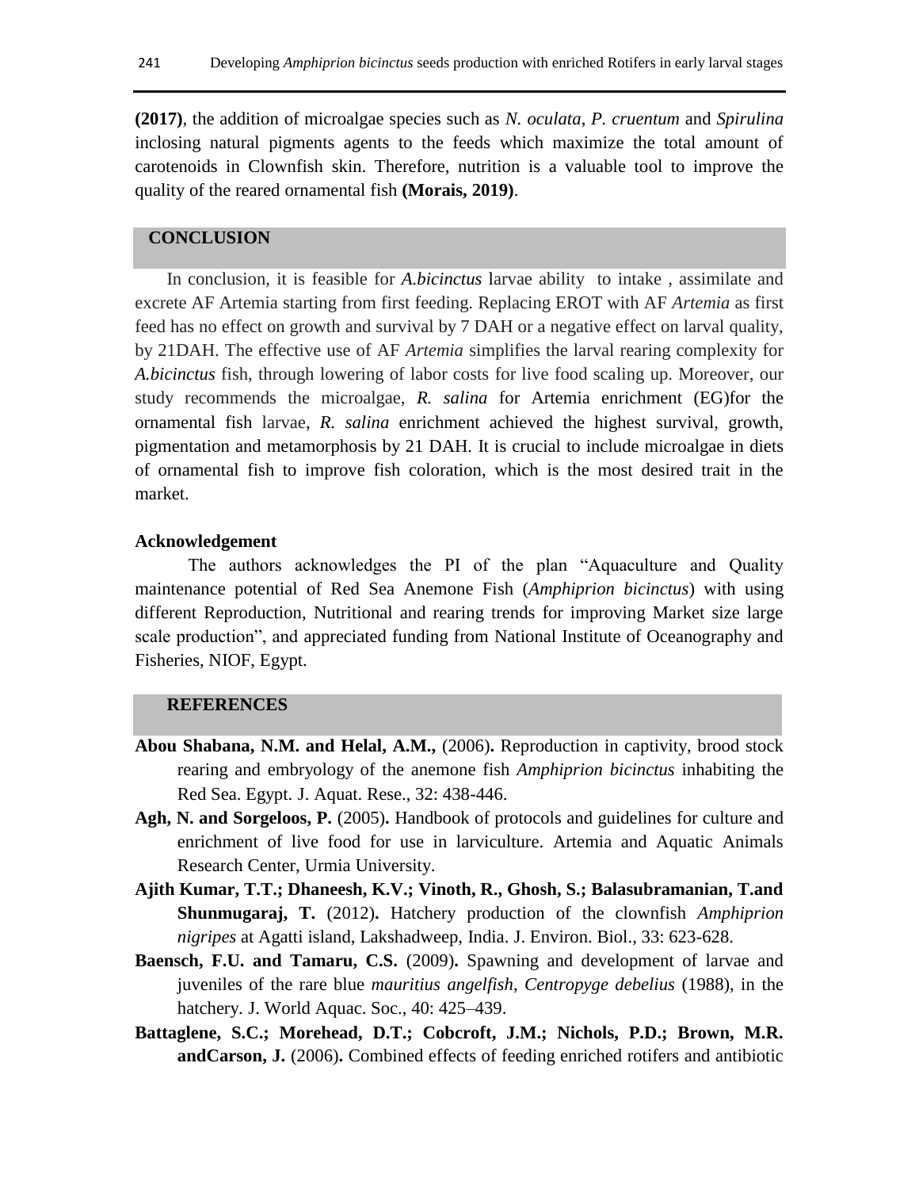**(2017)**, the addition of microalgae species such as *N. oculata*, *P. cruentum* and *Spirulina* inclosing natural pigments agents to the feeds which maximize the total amount of carotenoids in Clownfish skin. Therefore, nutrition is a valuable tool to improve the quality of the reared ornamental fish **(Morais, 2019)**.

## CONCLUSION

In conclusion, it is feasible for *A.bicinctus* larvae ability to intake , assimilate and excrete AF Artemia starting from first feeding. Replacing EROT with AF *Artemia* as first feed has no effect on growth and survival by 7 DAH or a negative effect on larval quality, by 21DAH. The effective use of AF *Artemia* simplifies the larval rearing complexity for *A.bicinctus* fish, through lowering of labor costs for live food scaling up. Moreover, our study recommends the microalgae, *R. salina* for Artemia enrichment (EG)for the ornamental fish larvae, *R. salina* enrichment achieved the highest survival, growth, pigmentation and metamorphosis by 21 DAH. It is crucial to include microalgae in diets of ornamental fish to improve fish coloration, which is the most desired trait in the market.

### Acknowledgement

The authors acknowledges the PI of the plan "Aquaculture and Quality maintenance potential of Red Sea Anemone Fish (*Amphiprion bicinctus*) with using different Reproduction, Nutritional and rearing trends for improving Market size large scale production", and appreciated funding from National Institute of Oceanography and Fisheries, NIOF, Egypt.

## REFERENCES

**Abou Shabana, N.M. and Helal, A.M.,** (2006)**.** Reproduction in captivity, brood stock rearing and embryology of the anemone fish *Amphiprion bicinctus* inhabiting the Red Sea. Egypt. J. Aquat. Rese., 32: 438-446.

**Agh, N. and Sorgeloos, P.** (2005)**.** Handbook of protocols and guidelines for culture and enrichment of live food for use in larviculture. Artemia and Aquatic Animals Research Center, Urmia University.

**Ajith Kumar, T.T.; Dhaneesh, K.V.; Vinoth, R., Ghosh, S.; Balasubramanian, T.and Shunmugaraj, T.** (2012)**.** Hatchery production of the clownfish *Amphiprion nigripes* at Agatti island, Lakshadweep, India. J. Environ. Biol., 33: 623-628.

**Baensch, F.U. and Tamaru, C.S.** (2009)**.** Spawning and development of larvae and juveniles of the rare blue *mauritius angelfish*, *Centropyge debelius* (1988), in the hatchery. J. World Aquac. Soc., 40: 425–439.

**Battaglene, S.C.; Morehead, D.T.; Cobcroft, J.M.; Nichols, P.D.; Brown, M.R. andCarson, J.** (2006)**.** Combined effects of feeding enriched rotifers and antibiotic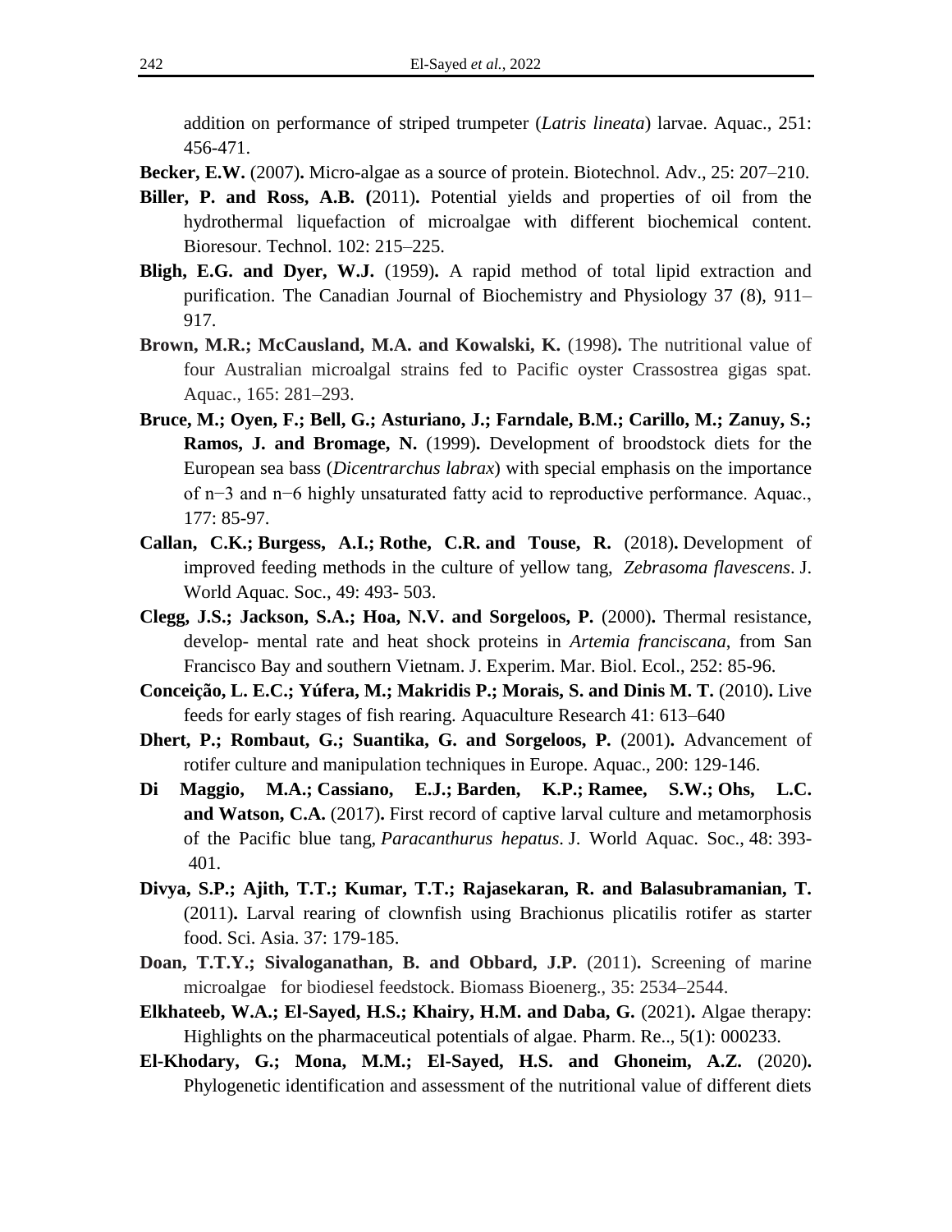addition on performance of striped trumpeter (*Latris lineata*) larvae. Aquac., 251: 456-471.

**Becker, E.W.** (2007)**.** Micro-algae as a source of protein. Biotechnol. Adv., 25: 207–210.

**Biller, P. and Ross, A.B. (**2011)**.** Potential yields and properties of oil from the hydrothermal liquefaction of microalgae with different biochemical content. Bioresour. Technol. 102: 215–225.

**Bligh, E.G. and Dyer, W.J.** (1959)**.** A rapid method of total lipid extraction and purification. The Canadian Journal of Biochemistry and Physiology 37 (8), 911–917.

**Brown, M.R.; McCausland, M.A. and Kowalski, K.** (1998)**.** The nutritional value of four Australian microalgal strains fed to Pacific oyster Crassostrea gigas spat. Aquac., 165: 281–293.

**Bruce, M.; Oyen, F.; Bell, G.; Asturiano, J.; Farndale, B.M.; Carillo, M.; Zanuy, S.; Ramos, J. and Bromage, N.** (1999)**.** Development of broodstock diets for the European sea bass (*Dicentrarchus labrax*) with special emphasis on the importance of n−3 and n−6 highly unsaturated fatty acid to reproductive performance. Aquac., 177: 85-97.

**Callan, C.K.; Burgess, A.I.; Rothe, C.R. and Touse, R.** (2018)**.** Development of improved feeding methods in the culture of yellow tang, *Zebrasoma flavescens*. J. World Aquac. Soc., 49: 493- 503.

**Clegg, J.S.; Jackson, S.A.; Hoa, N.V. and Sorgeloos, P.** (2000)**.** Thermal resistance, develop- mental rate and heat shock proteins in *Artemia franciscana*, from San Francisco Bay and southern Vietnam. J. Experim. Mar. Biol. Ecol., 252: 85-96.

**Conceição, L. E.C.; Yúfera, M.; Makridis P.; Morais, S. and Dinis M. T.** (2010)**.** Live feeds for early stages of fish rearing. Aquaculture Research 41: 613–640

**Dhert, P.; Rombaut, G.; Suantika, G. and Sorgeloos, P.** (2001)**.** Advancement of rotifer culture and manipulation techniques in Europe. Aquac., 200: 129-146.

**Di Maggio, M.A.; Cassiano, E.J.; Barden, K.P.; Ramee, S.W.; Ohs, L.C. and Watson, C.A.** (2017)**.** First record of captive larval culture and metamorphosis of the Pacific blue tang, *Paracanthurus hepatus*. J. World Aquac. Soc., 48: 393- 401.

**Divya, S.P.; Ajith, T.T.; Kumar, T.T.; Rajasekaran, R. and Balasubramanian, T.** (2011)**.** Larval rearing of clownfish using Brachionus plicatilis rotifer as starter food. Sci. Asia. 37: 179-185.

**Doan, T.T.Y.; Sivaloganathan, B. and Obbard, J.P.** (2011)**.** Screening of marine microalgae for biodiesel feedstock. Biomass Bioenerg., 35: 2534–2544.

**Elkhateeb, W.A.; El-Sayed, H.S.; Khairy, H.M. and Daba, G.** (2021)**.** Algae therapy: Highlights on the pharmaceutical potentials of algae. Pharm. Re.., 5(1): 000233.

**El-Khodary, G.; Mona, M.M.; El-Sayed, H.S. and Ghoneim, A.Z.** (2020)**.** Phylogenetic identification and assessment of the nutritional value of different diets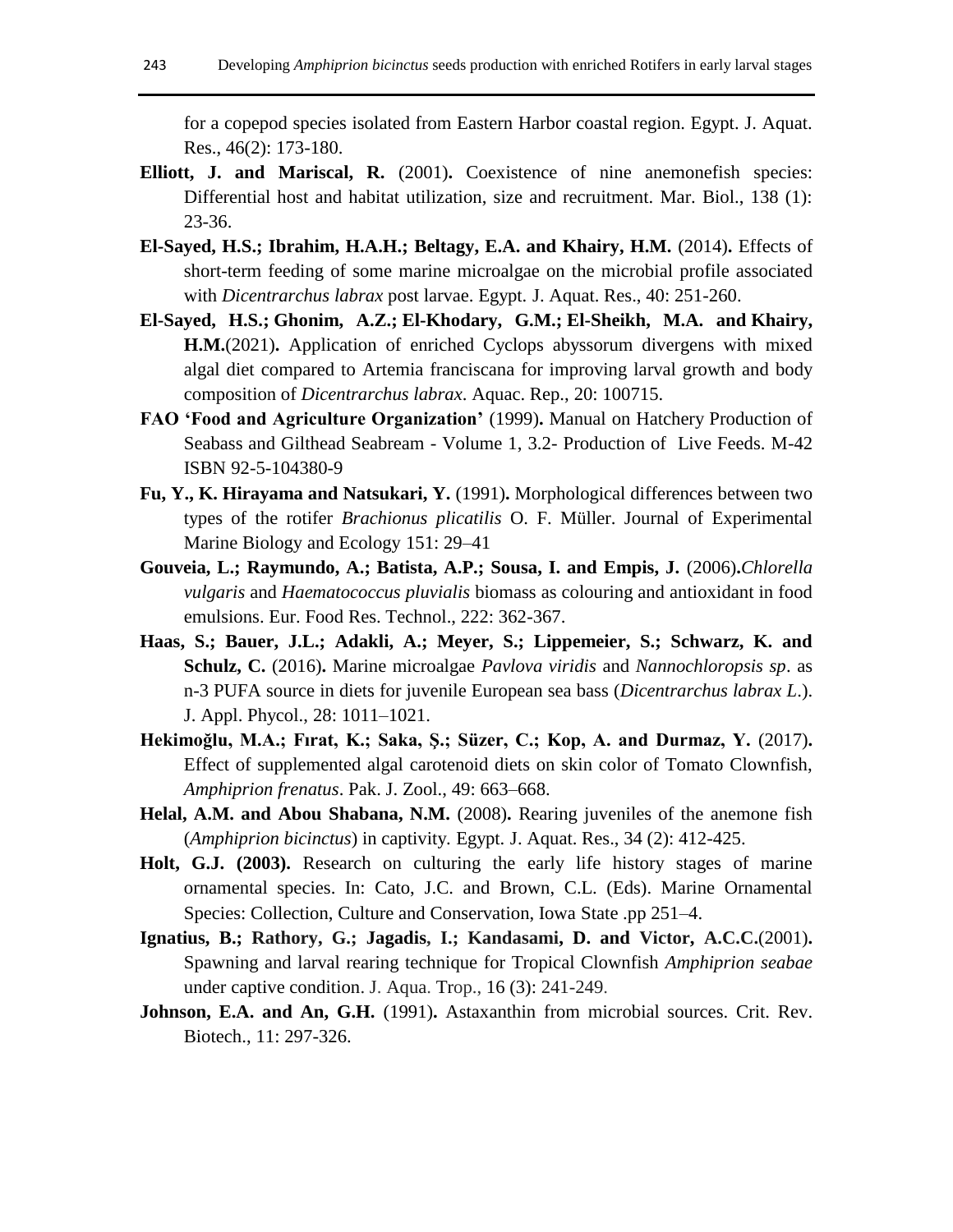for a copepod species isolated from Eastern Harbor coastal region. Egypt. J. Aquat. Res., 46(2): 173-180.

**Elliott, J. and Mariscal, R.** (2001)**.** Coexistence of nine anemonefish species: Differential host and habitat utilization, size and recruitment. Mar. Biol., 138 (1): 23-36.

**El-Sayed, H.S.; Ibrahim, H.A.H.; Beltagy, E.A. and Khairy, H.M.** (2014)**.** Effects of short-term feeding of some marine microalgae on the microbial profile associated with *Dicentrarchus labrax* post larvae. Egypt. J. Aquat. Res., 40: 251-260.

**El-Sayed, H.S.; Ghonim, A.Z.; El-Khodary, G.M.; El-Sheikh, M.A. and Khairy, H.M.**(2021)**.** Application of enriched Cyclops abyssorum divergens with mixed algal diet compared to Artemia franciscana for improving larval growth and body composition of *Dicentrarchus labrax*. Aquac. Rep., 20: 100715.

**FAO 'Food and Agriculture Organization'** (1999)**.** Manual on Hatchery Production of Seabass and Gilthead Seabream - Volume 1, 3.2- Production of Live Feeds. M-42 ISBN 92-5-104380-9

**Fu, Y., K. Hirayama and Natsukari, Y.** (1991)**.** Morphological differences between two types of the rotifer *Brachionus plicatilis* O. F. Müller. Journal of Experimental Marine Biology and Ecology 151: 29–41

**Gouveia, L.; Raymundo, A.; Batista, A.P.; Sousa, I. and Empis, J.** (2006)**.***Chlorella vulgaris* and *Haematococcus pluvialis* biomass as colouring and antioxidant in food emulsions. Eur. Food Res. Technol., 222: 362-367.

**Haas, S.; Bauer, J.L.; Adakli, A.; Meyer, S.; Lippemeier, S.; Schwarz, K. and Schulz, C.** (2016)**.** Marine microalgae *Pavlova viridis* and *Nannochloropsis sp*. as n-3 PUFA source in diets for juvenile European sea bass (*Dicentrarchus labrax L*.). J. Appl. Phycol., 28: 1011–1021.

**Hekimoğlu, M.A.; Fırat, K.; Saka, Ş.; Süzer, C.; Kop, A. and Durmaz, Y.** (2017)**.** Effect of supplemented algal carotenoid diets on skin color of Tomato Clownfish, *Amphiprion frenatus*. Pak. J. Zool., 49: 663–668.

**Helal, A.M. and Abou Shabana, N.M.** (2008)**.** Rearing juveniles of the anemone fish (*Amphiprion bicinctus*) in captivity. Egypt. J. Aquat. Res., 34 (2): 412-425.

**Holt, G.J. (2003).** Research on culturing the early life history stages of marine ornamental species. In: Cato, J.C. and Brown, C.L. (Eds). Marine Ornamental Species: Collection, Culture and Conservation, Iowa State .pp 251–4.

**Ignatius, B.; Rathory, G.; Jagadis, I.; Kandasami, D. and Victor, A.C.C.**(2001)**.** Spawning and larval rearing technique for Tropical Clownfish *Amphiprion seabae* under captive condition. J. Aqua. Trop., 16 (3): 241-249.

**Johnson, E.A. and An, G.H.** (1991)**.** Astaxanthin from microbial sources. Crit. Rev. Biotech., 11: 297-326.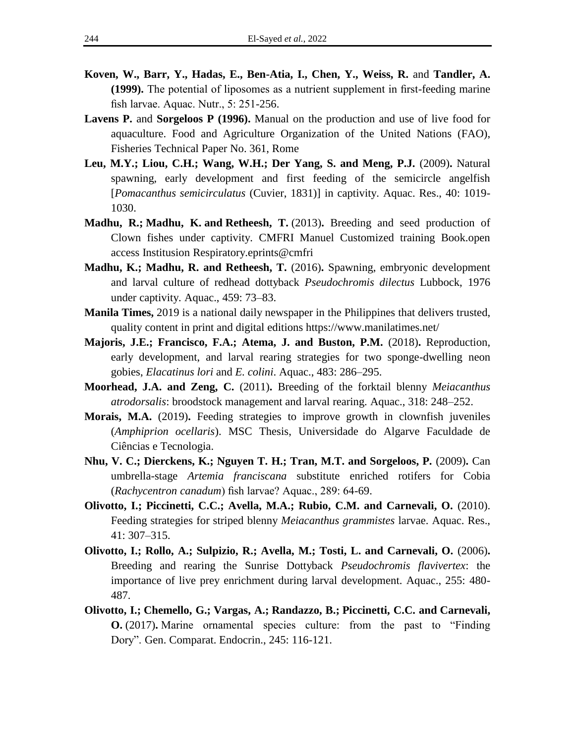**Koven, W., Barr, Y., Hadas, E., Ben-Atia, I., Chen, Y., Weiss, R.** and **Tandler, A. (1999).** The potential of liposomes as a nutrient supplement in first-feeding marine fish larvae. Aquac. Nutr., 5: 251-256.

**Lavens P.** and **Sorgeloos P (1996).** Manual on the production and use of live food for aquaculture. Food and Agriculture Organization of the United Nations (FAO), Fisheries Technical Paper No. 361, Rome

**Leu, M.Y.; Liou, C.H.; Wang, W.H.; Der Yang, S. and Meng, P.J.** (2009)**.** Natural spawning, early development and first feeding of the semicircle angelfish [*Pomacanthus semicirculatus* (Cuvier, 1831)] in captivity. Aquac. Res., 40: 1019-1030.

**Madhu, R.; Madhu, K. and Retheesh, T.** (2013)**.** Breeding and seed production of Clown fishes under captivity. CMFRI Manuel Customized training Book.open access Institusion Respiratory.eprints@cmfri

**Madhu, K.; Madhu, R. and Retheesh, T.** (2016)**.** Spawning, embryonic development and larval culture of redhead dottyback *Pseudochromis dilectus* Lubbock, 1976 under captivity. Aquac., 459: 73–83.

**Manila Times,** 2019 is a national daily newspaper in the Philippines that delivers trusted, quality content in print and digital editions https://www.manilatimes.net/

**Majoris, J.E.; Francisco, F.A.; Atema, J. and Buston, P.M.** (2018)**.** Reproduction, early development, and larval rearing strategies for two sponge-dwelling neon gobies, *Elacatinus lori* and *E. colini*. Aquac., 483: 286–295.

**Moorhead, J.A. and Zeng, C.** (2011)**.** Breeding of the forktail blenny *Meiacanthus atrodorsalis*: broodstock management and larval rearing. Aquac., 318: 248–252.

**Morais, M.A.** (2019)**.** Feeding strategies to improve growth in clownfish juveniles (*Amphiprion ocellaris*). MSC Thesis, Universidade do Algarve Faculdade de Ciências e Tecnologia.

**Nhu, V. C.; Dierckens, K.; Nguyen T. H.; Tran, M.T. and Sorgeloos, P.** (2009)**.** Can umbrella-stage *Artemia franciscana* substitute enriched rotifers for Cobia (*Rachycentron canadum*) fish larvae? Aquac., 289: 64-69.

**Olivotto, I.; Piccinetti, C.C.; Avella, M.A.; Rubio, C.M. and Carnevali, O.** (2010). Feeding strategies for striped blenny *Meiacanthus grammistes* larvae. Aquac. Res., 41: 307–315.

**Olivotto, I.; Rollo, A.; Sulpizio, R.; Avella, M.; Tosti, L. and Carnevali, O.** (2006)**.** Breeding and rearing the Sunrise Dottyback *Pseudochromis flavivertex*: the importance of live prey enrichment during larval development. Aquac., 255: 480-487.

**Olivotto, I.; Chemello, G.; Vargas, A.; Randazzo, B.; Piccinetti, C.C. and Carnevali, O.** (2017)**.** Marine ornamental species culture: from the past to "Finding Dory". Gen. Comparat. Endocrin., 245: 116-121.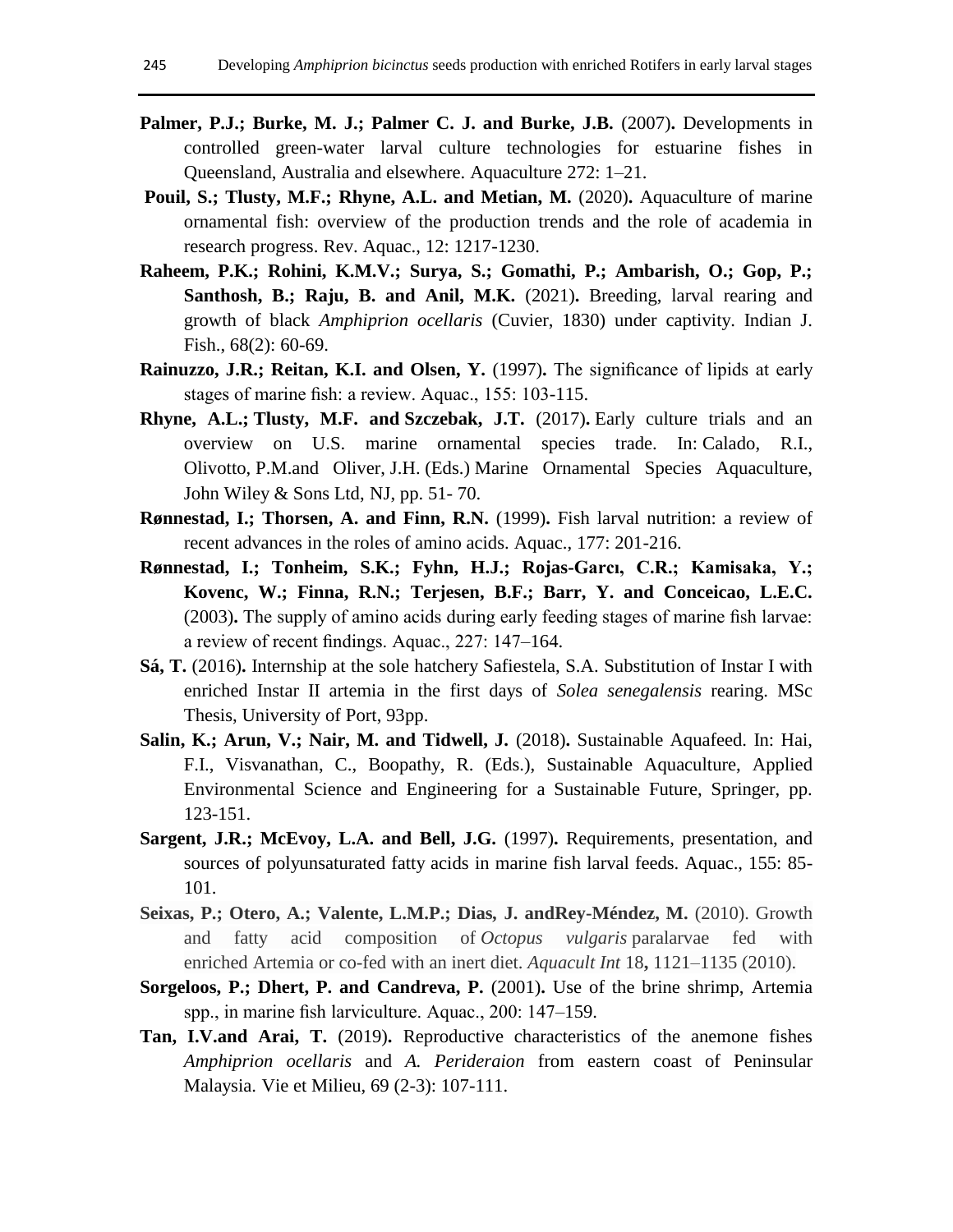**Palmer, P.J.; Burke, M. J.; Palmer C. J. and Burke, J.B.** (2007)**.** Developments in controlled green-water larval culture technologies for estuarine fishes in Queensland, Australia and elsewhere. Aquaculture 272: 1–21.

**Pouil, S.; Tlusty, M.F.; Rhyne, A.L. and Metian, M.** (2020)**.** Aquaculture of marine ornamental fish: overview of the production trends and the role of academia in research progress. Rev. Aquac., 12: 1217-1230.

**Raheem, P.K.; Rohini, K.M.V.; Surya, S.; Gomathi, P.; Ambarish, O.; Gop, P.; Santhosh, B.; Raju, B. and Anil, M.K.** (2021)**.** Breeding, larval rearing and growth of black *Amphiprion ocellaris* (Cuvier, 1830) under captivity. Indian J. Fish., 68(2): 60-69.

**Rainuzzo, J.R.; Reitan, K.I. and Olsen, Y.** (1997)**.** The significance of lipids at early stages of marine fish: a review. Aquac., 155: 103-115.

**Rhyne, A.L.; Tlusty, M.F. and Szczebak, J.T.** (2017)**.** Early culture trials and an overview on U.S. marine ornamental species trade. In: Calado, R.I., Olivotto, P.M.and Oliver, J.H. (Eds.) Marine Ornamental Species Aquaculture, John Wiley & Sons Ltd, NJ, pp. 51- 70.

**Rønnestad, I.; Thorsen, A. and Finn, R.N.** (1999)**.** Fish larval nutrition: a review of recent advances in the roles of amino acids. Aquac., 177: 201-216.

**Rønnestad, I.; Tonheim, S.K.; Fyhn, H.J.; Rojas-Garcı, C.R.; Kamisaka, Y.; Kovenc, W.; Finna, R.N.; Terjesen, B.F.; Barr, Y. and Conceicao, L.E.C.** (2003)**.** The supply of amino acids during early feeding stages of marine fish larvae: a review of recent findings. Aquac., 227: 147–164.

**Sá, T.** (2016)**.** Internship at the sole hatchery Safiestela, S.A. Substitution of Instar I with enriched Instar II artemia in the first days of *Solea senegalensis* rearing. MSc Thesis, University of Port, 93pp.

**Salin, K.; Arun, V.; Nair, M. and Tidwell, J.** (2018)**.** Sustainable Aquafeed. In: Hai, F.I., Visvanathan, C., Boopathy, R. (Eds.), Sustainable Aquaculture, Applied Environmental Science and Engineering for a Sustainable Future, Springer, pp. 123-151.

**Sargent, J.R.; McEvoy, L.A. and Bell, J.G.** (1997)**.** Requirements, presentation, and sources of polyunsaturated fatty acids in marine fish larval feeds. Aquac., 155: 85-101.

**Seixas, P.; Otero, A.; Valente, L.M.P.; Dias, J. andRey-Méndez, M.** (2010). Growth and fatty acid composition of *Octopus vulgaris* paralarvae fed with enriched Artemia or co-fed with an inert diet. *Aquacult Int* 18**,** 1121–1135 (2010).

**Sorgeloos, P.; Dhert, P. and Candreva, P.** (2001)**.** Use of the brine shrimp, Artemia spp., in marine fish larviculture. Aquac., 200: 147–159.

**Tan, I.V.and Arai, T.** (2019)**.** Reproductive characteristics of the anemone fishes *Amphiprion ocellaris* and *A. Perideraion* from eastern coast of Peninsular Malaysia. Vie et Milieu, 69 (2-3): 107-111.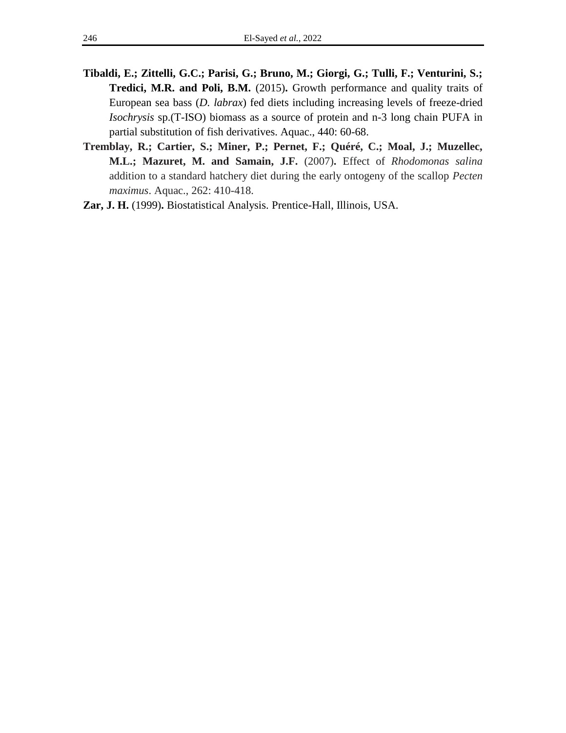**Tibaldi, E.; Zittelli, G.C.; Parisi, G.; Bruno, M.; Giorgi, G.; Tulli, F.; Venturini, S.; Tredici, M.R. and Poli, B.M.** (2015)**.** Growth performance and quality traits of European sea bass (*D. labrax*) fed diets including increasing levels of freeze-dried *Isochrysis* sp.(T-ISO) biomass as a source of protein and n-3 long chain PUFA in partial substitution of fish derivatives. Aquac., 440: 60-68.

**Tremblay, R.; Cartier, S.; Miner, P.; Pernet, F.; Quéré, C.; Moal, J.; Muzellec, M.L.; Mazuret, M. and Samain, J.F.** (2007)**.** Effect of *Rhodomonas salina* addition to a standard hatchery diet during the early ontogeny of the scallop *Pecten maximus*. Aquac., 262: 410-418.

**Zar, J. H.** (1999)**.** Biostatistical Analysis. Prentice-Hall, Illinois, USA.